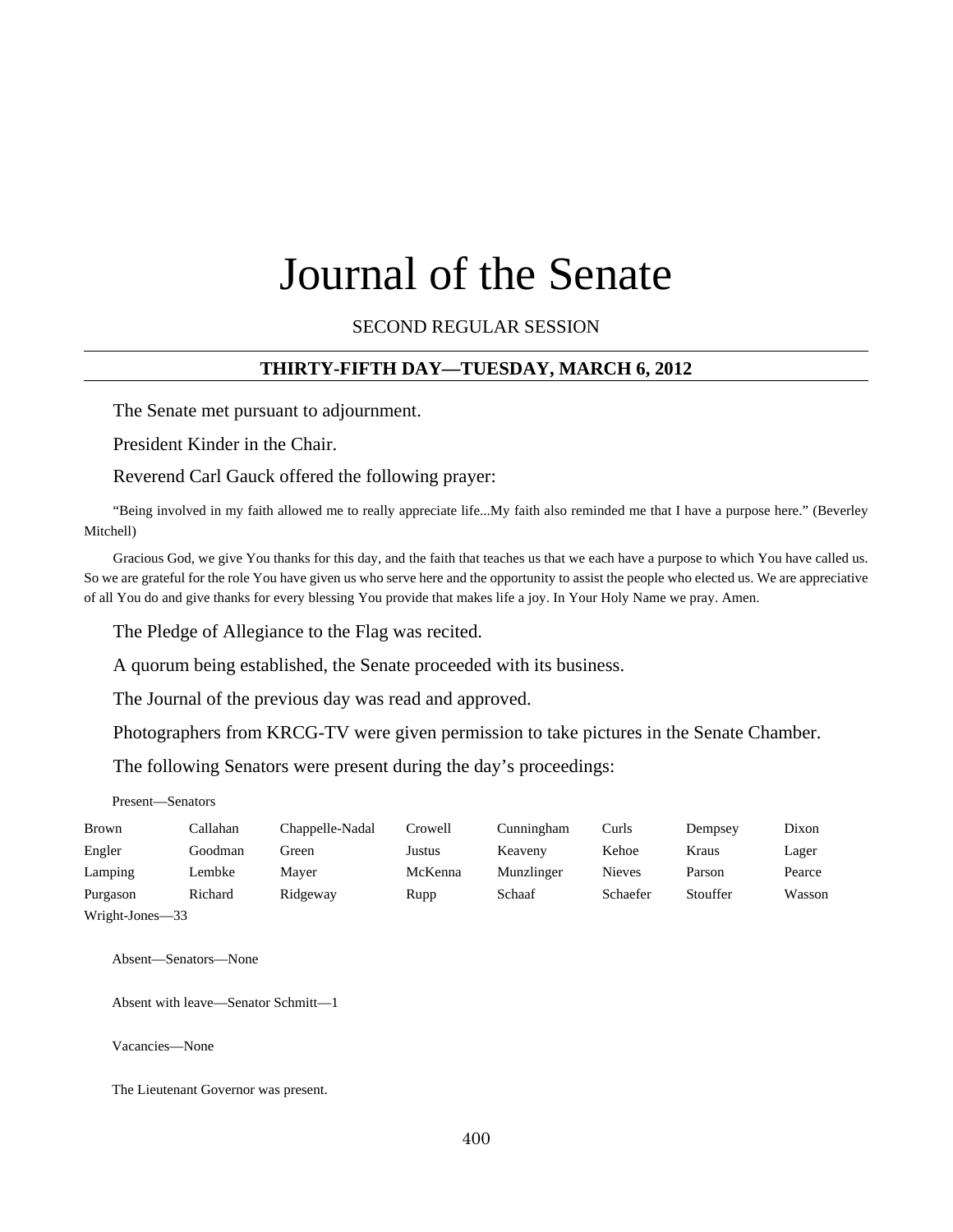# Journal of the Senate

SECOND REGULAR SESSION

**THIRTY-FIFTH DAY—TUESDAY, MARCH 6, 2012**

The Senate met pursuant to adjournment.

President Kinder in the Chair.

Reverend Carl Gauck offered the following prayer:

"Being involved in my faith allowed me to really appreciate life...My faith also reminded me that I have a purpose here." (Beverley Mitchell)

Gracious God, we give You thanks for this day, and the faith that teaches us that we each have a purpose to which You have called us. So we are grateful for the role You have given us who serve here and the opportunity to assist the people who elected us. We are appreciative of all You do and give thanks for every blessing You provide that makes life a joy. In Your Holy Name we pray. Amen.

The Pledge of Allegiance to the Flag was recited.

A quorum being established, the Senate proceeded with its business.

The Journal of the previous day was read and approved.

Photographers from KRCG-TV were given permission to take pictures in the Senate Chamber.

The following Senators were present during the day's proceedings:

Present—Senators

| | | | | | | | |
|---|---|---|---|---|---|---|---|
| Brown | Callahan | Chappelle-Nadal | Crowell | Cunningham | Curls | Dempsey | Dixon |
| Engler | Goodman | Green | Justus | Keaveny | Kehoe | Kraus | Lager |
| Lamping | Lembke | Mayer | McKenna | Munzlinger | Nieves | Parson | Pearce |
| Purgason | Richard | Ridgeway | Rupp | Schaaf | Schaefer | Stouffer | Wasson |
| Wright-Jones—33 | | | | | | | |

Absent—Senators—None

Absent with leave—Senator Schmitt—1

Vacancies—None

The Lieutenant Governor was present.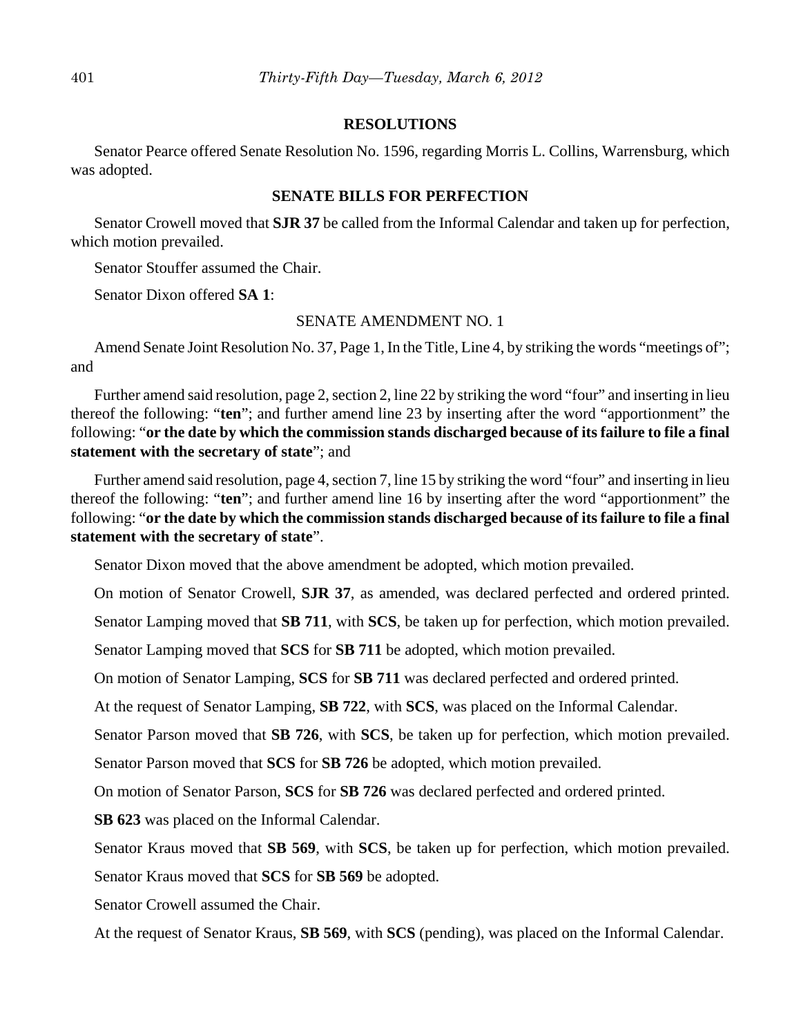## RESOLUTIONS

Senator Pearce offered Senate Resolution No. 1596, regarding Morris L. Collins, Warrensburg, which was adopted.

## SENATE BILLS FOR PERFECTION

Senator Crowell moved that **SJR 37** be called from the Informal Calendar and taken up for perfection, which motion prevailed.

Senator Stouffer assumed the Chair.

Senator Dixon offered **SA 1**:

SENATE AMENDMENT NO. 1

Amend Senate Joint Resolution No. 37, Page 1, In the Title, Line 4, by striking the words "meetings of"; and

Further amend said resolution, page 2, section 2, line 22 by striking the word "four" and inserting in lieu thereof the following: "**ten**"; and further amend line 23 by inserting after the word "apportionment" the following: "**or the date by which the commission stands discharged because of its failure to file a final statement with the secretary of state**"; and

Further amend said resolution, page 4, section 7, line 15 by striking the word "four" and inserting in lieu thereof the following: "**ten**"; and further amend line 16 by inserting after the word "apportionment" the following: "**or the date by which the commission stands discharged because of its failure to file a final statement with the secretary of state**".

Senator Dixon moved that the above amendment be adopted, which motion prevailed.

On motion of Senator Crowell, **SJR 37**, as amended, was declared perfected and ordered printed.

Senator Lamping moved that **SB 711**, with **SCS**, be taken up for perfection, which motion prevailed.

Senator Lamping moved that **SCS** for **SB 711** be adopted, which motion prevailed.

On motion of Senator Lamping, **SCS** for **SB 711** was declared perfected and ordered printed.

At the request of Senator Lamping, **SB 722**, with **SCS**, was placed on the Informal Calendar.

Senator Parson moved that **SB 726**, with **SCS**, be taken up for perfection, which motion prevailed.

Senator Parson moved that **SCS** for **SB 726** be adopted, which motion prevailed.

On motion of Senator Parson, **SCS** for **SB 726** was declared perfected and ordered printed.

**SB 623** was placed on the Informal Calendar.

Senator Kraus moved that **SB 569**, with **SCS**, be taken up for perfection, which motion prevailed.

Senator Kraus moved that **SCS** for **SB 569** be adopted.

Senator Crowell assumed the Chair.

At the request of Senator Kraus, **SB 569**, with **SCS** (pending), was placed on the Informal Calendar.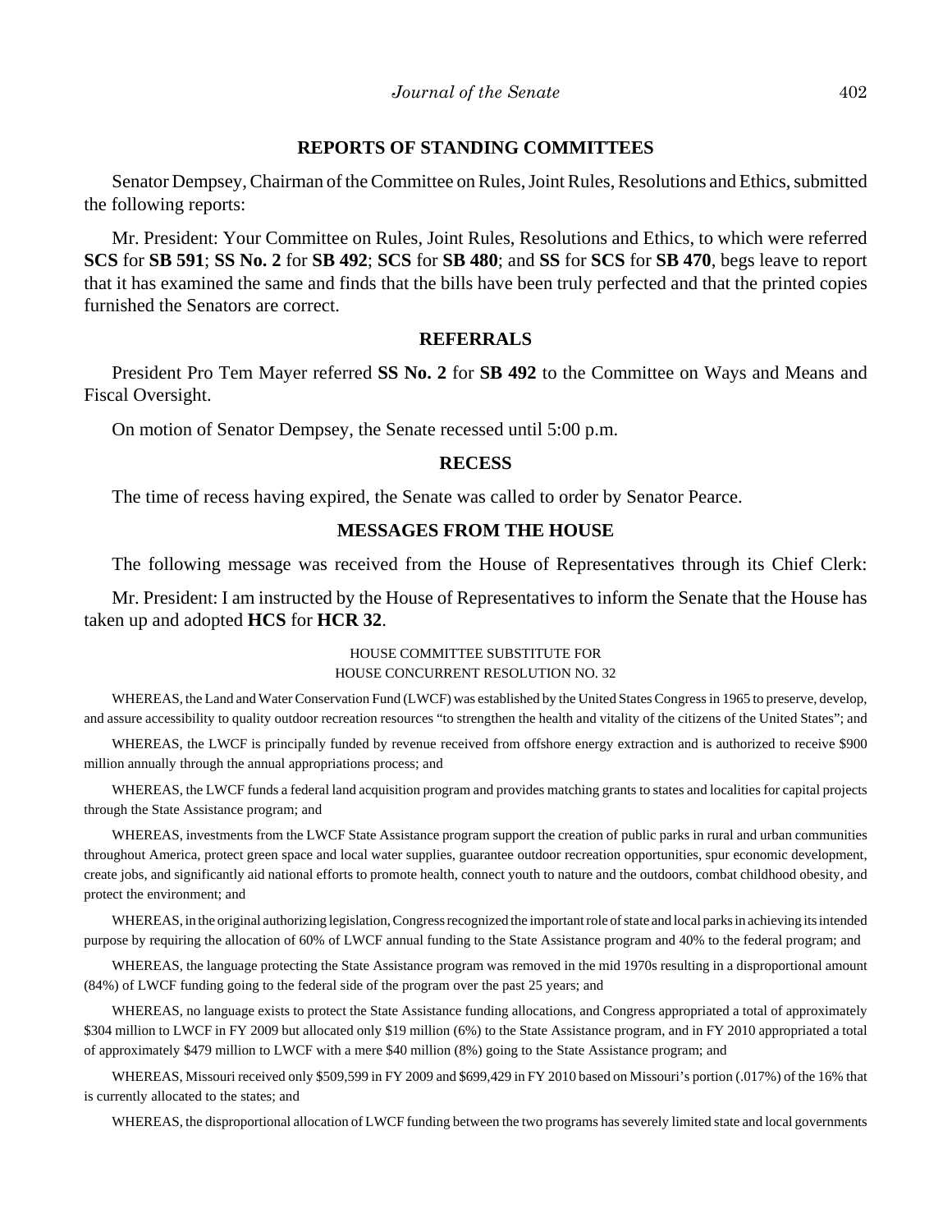## REPORTS OF STANDING COMMITTEES

Senator Dempsey, Chairman of the Committee on Rules, Joint Rules, Resolutions and Ethics, submitted the following reports:

Mr. President: Your Committee on Rules, Joint Rules, Resolutions and Ethics, to which were referred **SCS** for **SB 591**; **SS No. 2** for **SB 492**; **SCS** for **SB 480**; and **SS** for **SCS** for **SB 470**, begs leave to report that it has examined the same and finds that the bills have been truly perfected and that the printed copies furnished the Senators are correct.

## REFERRALS

President Pro Tem Mayer referred **SS No. 2** for **SB 492** to the Committee on Ways and Means and Fiscal Oversight.

On motion of Senator Dempsey, the Senate recessed until 5:00 p.m.

## RECESS

The time of recess having expired, the Senate was called to order by Senator Pearce.

## MESSAGES FROM THE HOUSE

The following message was received from the House of Representatives through its Chief Clerk:

Mr. President: I am instructed by the House of Representatives to inform the Senate that the House has taken up and adopted **HCS** for **HCR 32**.

HOUSE COMMITTEE SUBSTITUTE FOR
HOUSE CONCURRENT RESOLUTION NO. 32

WHEREAS, the Land and Water Conservation Fund (LWCF) was established by the United States Congress in 1965 to preserve, develop, and assure accessibility to quality outdoor recreation resources "to strengthen the health and vitality of the citizens of the United States"; and

WHEREAS, the LWCF is principally funded by revenue received from offshore energy extraction and is authorized to receive $900 million annually through the annual appropriations process; and

WHEREAS, the LWCF funds a federal land acquisition program and provides matching grants to states and localities for capital projects through the State Assistance program; and

WHEREAS, investments from the LWCF State Assistance program support the creation of public parks in rural and urban communities throughout America, protect green space and local water supplies, guarantee outdoor recreation opportunities, spur economic development, create jobs, and significantly aid national efforts to promote health, connect youth to nature and the outdoors, combat childhood obesity, and protect the environment; and

WHEREAS, in the original authorizing legislation, Congress recognized the important role of state and local parks in achieving its intended purpose by requiring the allocation of 60% of LWCF annual funding to the State Assistance program and 40% to the federal program; and

WHEREAS, the language protecting the State Assistance program was removed in the mid 1970s resulting in a disproportional amount (84%) of LWCF funding going to the federal side of the program over the past 25 years; and

WHEREAS, no language exists to protect the State Assistance funding allocations, and Congress appropriated a total of approximately $304 million to LWCF in FY 2009 but allocated only $19 million (6%) to the State Assistance program, and in FY 2010 appropriated a total of approximately $479 million to LWCF with a mere $40 million (8%) going to the State Assistance program; and

WHEREAS, Missouri received only $509,599 in FY 2009 and $699,429 in FY 2010 based on Missouri's portion (.017%) of the 16% that is currently allocated to the states; and

WHEREAS, the disproportional allocation of LWCF funding between the two programs has severely limited state and local governments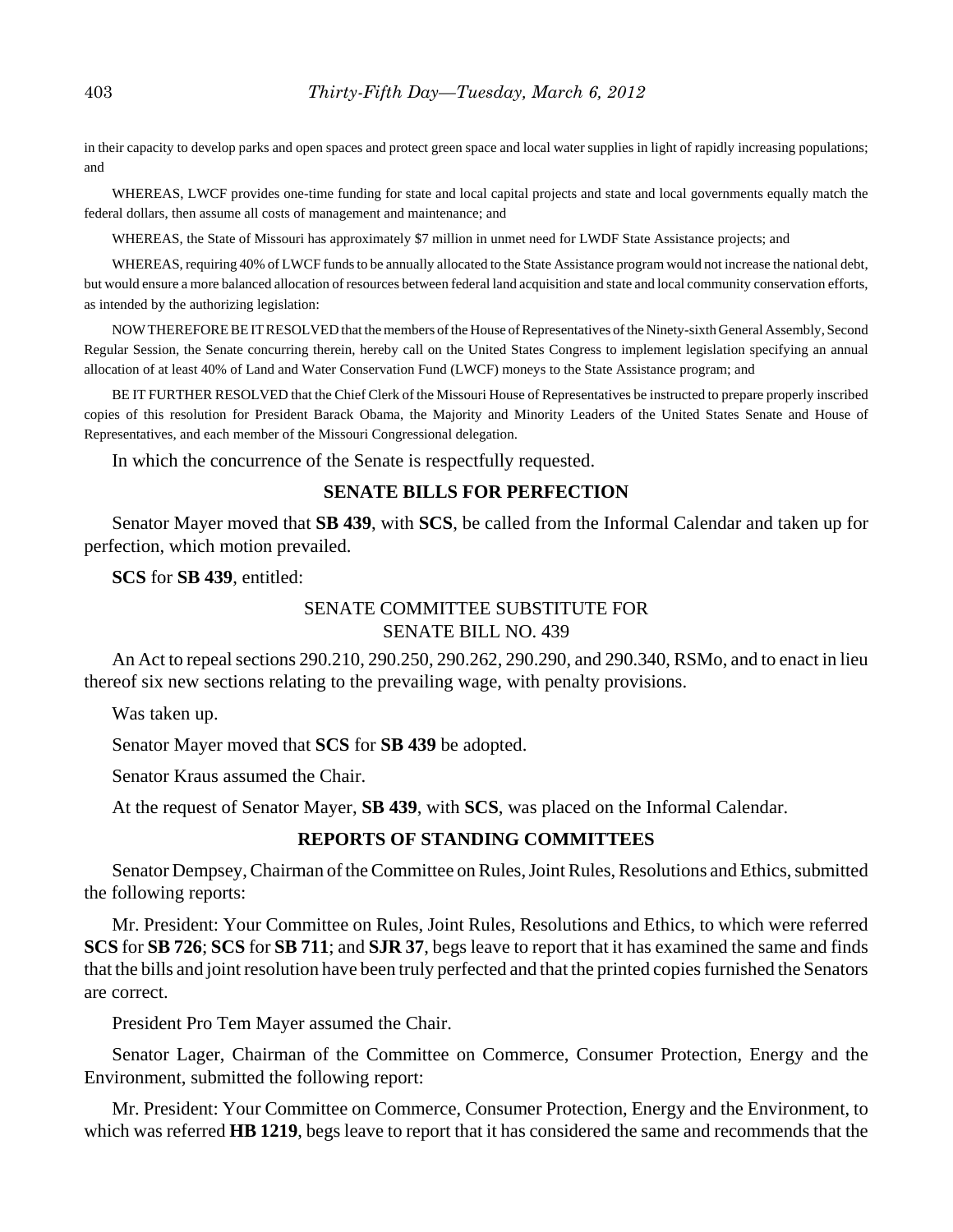in their capacity to develop parks and open spaces and protect green space and local water supplies in light of rapidly increasing populations; and

WHEREAS, LWCF provides one-time funding for state and local capital projects and state and local governments equally match the federal dollars, then assume all costs of management and maintenance; and

WHEREAS, the State of Missouri has approximately $7 million in unmet need for LWDF State Assistance projects; and

WHEREAS, requiring 40% of LWCF funds to be annually allocated to the State Assistance program would not increase the national debt, but would ensure a more balanced allocation of resources between federal land acquisition and state and local community conservation efforts, as intended by the authorizing legislation:

NOW THEREFORE BE IT RESOLVED that the members of the House of Representatives of the Ninety-sixth General Assembly, Second Regular Session, the Senate concurring therein, hereby call on the United States Congress to implement legislation specifying an annual allocation of at least 40% of Land and Water Conservation Fund (LWCF) moneys to the State Assistance program; and

BE IT FURTHER RESOLVED that the Chief Clerk of the Missouri House of Representatives be instructed to prepare properly inscribed copies of this resolution for President Barack Obama, the Majority and Minority Leaders of the United States Senate and House of Representatives, and each member of the Missouri Congressional delegation.

In which the concurrence of the Senate is respectfully requested.

## SENATE BILLS FOR PERFECTION

Senator Mayer moved that **SB 439**, with **SCS**, be called from the Informal Calendar and taken up for perfection, which motion prevailed.

**SCS** for **SB 439**, entitled:

SENATE COMMITTEE SUBSTITUTE FOR
SENATE BILL NO. 439

An Act to repeal sections 290.210, 290.250, 290.262, 290.290, and 290.340, RSMo, and to enact in lieu thereof six new sections relating to the prevailing wage, with penalty provisions.

Was taken up.

Senator Mayer moved that **SCS** for **SB 439** be adopted.

Senator Kraus assumed the Chair.

At the request of Senator Mayer, **SB 439**, with **SCS**, was placed on the Informal Calendar.

## REPORTS OF STANDING COMMITTEES

Senator Dempsey, Chairman of the Committee on Rules, Joint Rules, Resolutions and Ethics, submitted the following reports:

Mr. President: Your Committee on Rules, Joint Rules, Resolutions and Ethics, to which were referred **SCS** for **SB 726**; **SCS** for **SB 711**; and **SJR 37**, begs leave to report that it has examined the same and finds that the bills and joint resolution have been truly perfected and that the printed copies furnished the Senators are correct.

President Pro Tem Mayer assumed the Chair.

Senator Lager, Chairman of the Committee on Commerce, Consumer Protection, Energy and the Environment, submitted the following report:

Mr. President: Your Committee on Commerce, Consumer Protection, Energy and the Environment, to which was referred **HB 1219**, begs leave to report that it has considered the same and recommends that the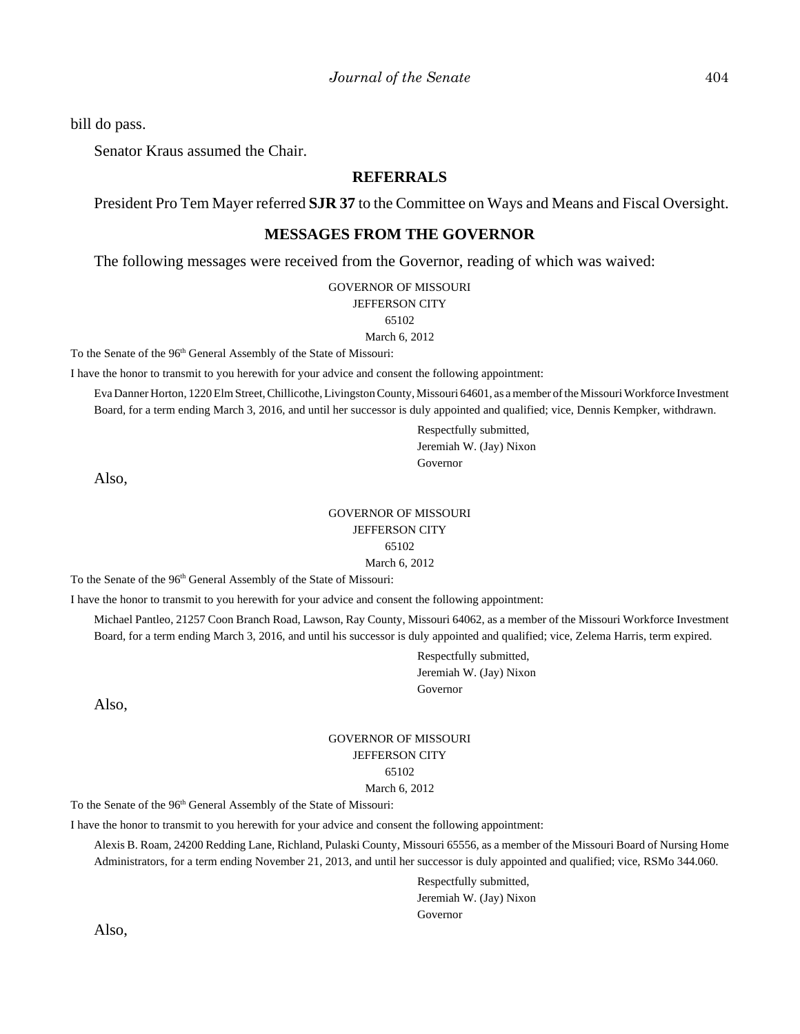bill do pass.

Senator Kraus assumed the Chair.

## REFERRALS

President Pro Tem Mayer referred **SJR 37** to the Committee on Ways and Means and Fiscal Oversight.

## MESSAGES FROM THE GOVERNOR

The following messages were received from the Governor, reading of which was waived:

GOVERNOR OF MISSOURI
JEFFERSON CITY
65102
March 6, 2012

To the Senate of the 96th General Assembly of the State of Missouri:

I have the honor to transmit to you herewith for your advice and consent the following appointment:

Eva Danner Horton, 1220 Elm Street, Chillicothe, Livingston County, Missouri 64601, as a member of the Missouri Workforce Investment Board, for a term ending March 3, 2016, and until her successor is duly appointed and qualified; vice, Dennis Kempker, withdrawn.

Respectfully submitted,
Jeremiah W. (Jay) Nixon
Governor

Also,

GOVERNOR OF MISSOURI
JEFFERSON CITY
65102
March 6, 2012

To the Senate of the 96th General Assembly of the State of Missouri:

I have the honor to transmit to you herewith for your advice and consent the following appointment:

Michael Pantleo, 21257 Coon Branch Road, Lawson, Ray County, Missouri 64062, as a member of the Missouri Workforce Investment Board, for a term ending March 3, 2016, and until his successor is duly appointed and qualified; vice, Zelema Harris, term expired.

Respectfully submitted,
Jeremiah W. (Jay) Nixon
Governor

Also,

GOVERNOR OF MISSOURI
JEFFERSON CITY
65102
March 6, 2012

To the Senate of the 96th General Assembly of the State of Missouri:

I have the honor to transmit to you herewith for your advice and consent the following appointment:

Alexis B. Roam, 24200 Redding Lane, Richland, Pulaski County, Missouri 65556, as a member of the Missouri Board of Nursing Home Administrators, for a term ending November 21, 2013, and until her successor is duly appointed and qualified; vice, RSMo 344.060.

Respectfully submitted,
Jeremiah W. (Jay) Nixon
Governor

Also,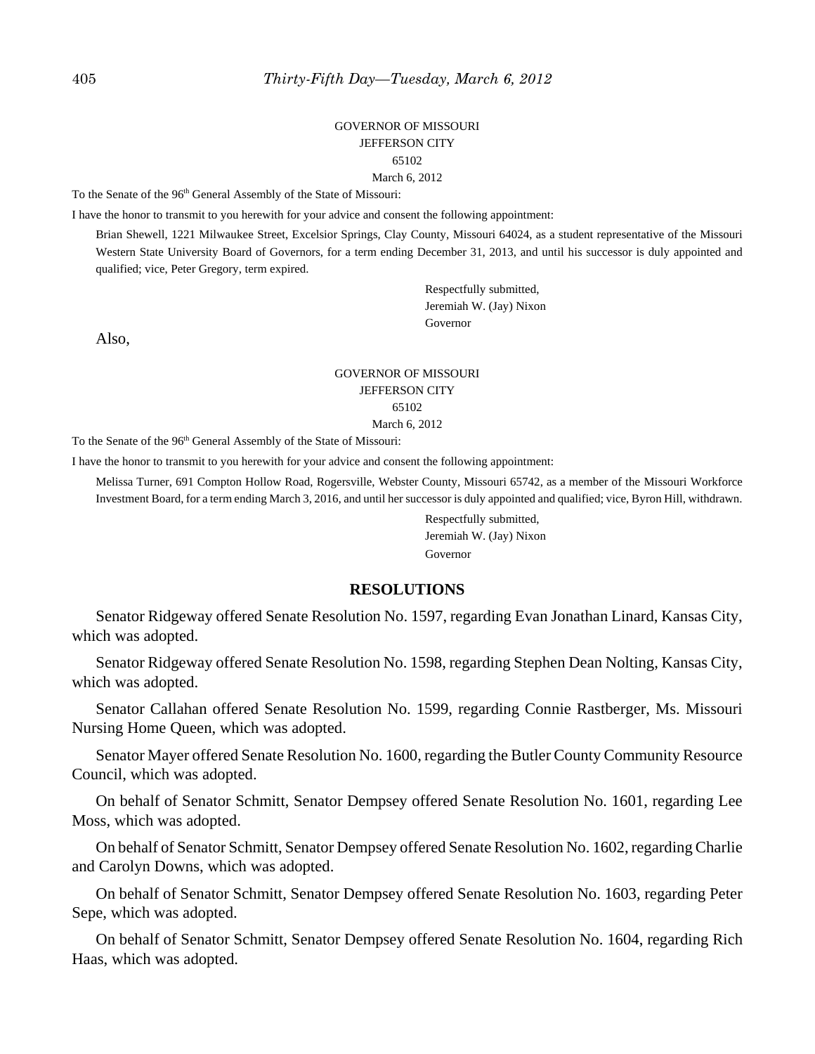GOVERNOR OF MISSOURI
JEFFERSON CITY
65102
March 6, 2012

To the Senate of the 96th General Assembly of the State of Missouri:

I have the honor to transmit to you herewith for your advice and consent the following appointment:

Brian Shewell, 1221 Milwaukee Street, Excelsior Springs, Clay County, Missouri 64024, as a student representative of the Missouri Western State University Board of Governors, for a term ending December 31, 2013, and until his successor is duly appointed and qualified; vice, Peter Gregory, term expired.

Respectfully submitted,
Jeremiah W. (Jay) Nixon
Governor

Also,

GOVERNOR OF MISSOURI
JEFFERSON CITY
65102
March 6, 2012

To the Senate of the 96th General Assembly of the State of Missouri:

I have the honor to transmit to you herewith for your advice and consent the following appointment:

Melissa Turner, 691 Compton Hollow Road, Rogersville, Webster County, Missouri 65742, as a member of the Missouri Workforce Investment Board, for a term ending March 3, 2016, and until her successor is duly appointed and qualified; vice, Byron Hill, withdrawn.

Respectfully submitted,
Jeremiah W. (Jay) Nixon
Governor

## RESOLUTIONS

Senator Ridgeway offered Senate Resolution No. 1597, regarding Evan Jonathan Linard, Kansas City, which was adopted.

Senator Ridgeway offered Senate Resolution No. 1598, regarding Stephen Dean Nolting, Kansas City, which was adopted.

Senator Callahan offered Senate Resolution No. 1599, regarding Connie Rastberger, Ms. Missouri Nursing Home Queen, which was adopted.

Senator Mayer offered Senate Resolution No. 1600, regarding the Butler County Community Resource Council, which was adopted.

On behalf of Senator Schmitt, Senator Dempsey offered Senate Resolution No. 1601, regarding Lee Moss, which was adopted.

On behalf of Senator Schmitt, Senator Dempsey offered Senate Resolution No. 1602, regarding Charlie and Carolyn Downs, which was adopted.

On behalf of Senator Schmitt, Senator Dempsey offered Senate Resolution No. 1603, regarding Peter Sepe, which was adopted.

On behalf of Senator Schmitt, Senator Dempsey offered Senate Resolution No. 1604, regarding Rich Haas, which was adopted.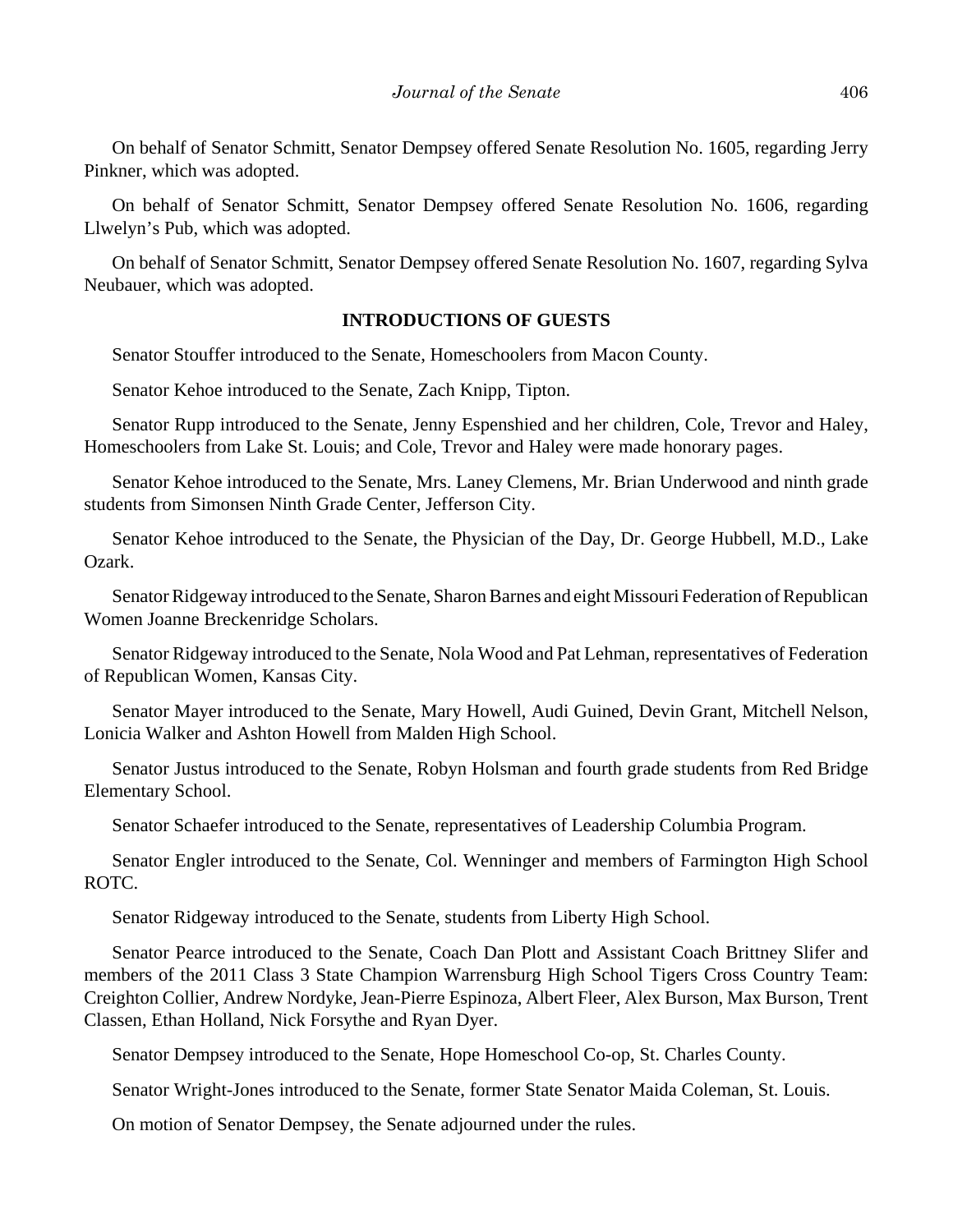On behalf of Senator Schmitt, Senator Dempsey offered Senate Resolution No. 1605, regarding Jerry Pinkner, which was adopted.

On behalf of Senator Schmitt, Senator Dempsey offered Senate Resolution No. 1606, regarding Llwelyn's Pub, which was adopted.

On behalf of Senator Schmitt, Senator Dempsey offered Senate Resolution No. 1607, regarding Sylva Neubauer, which was adopted.

## INTRODUCTIONS OF GUESTS

Senator Stouffer introduced to the Senate, Homeschoolers from Macon County.

Senator Kehoe introduced to the Senate, Zach Knipp, Tipton.

Senator Rupp introduced to the Senate, Jenny Espenshied and her children, Cole, Trevor and Haley, Homeschoolers from Lake St. Louis; and Cole, Trevor and Haley were made honorary pages.

Senator Kehoe introduced to the Senate, Mrs. Laney Clemens, Mr. Brian Underwood and ninth grade students from Simonsen Ninth Grade Center, Jefferson City.

Senator Kehoe introduced to the Senate, the Physician of the Day, Dr. George Hubbell, M.D., Lake Ozark.

Senator Ridgeway introduced to the Senate, Sharon Barnes and eight Missouri Federation of Republican Women Joanne Breckenridge Scholars.

Senator Ridgeway introduced to the Senate, Nola Wood and Pat Lehman, representatives of Federation of Republican Women, Kansas City.

Senator Mayer introduced to the Senate, Mary Howell, Audi Guined, Devin Grant, Mitchell Nelson, Lonicia Walker and Ashton Howell from Malden High School.

Senator Justus introduced to the Senate, Robyn Holsman and fourth grade students from Red Bridge Elementary School.

Senator Schaefer introduced to the Senate, representatives of Leadership Columbia Program.

Senator Engler introduced to the Senate, Col. Wenninger and members of Farmington High School ROTC.

Senator Ridgeway introduced to the Senate, students from Liberty High School.

Senator Pearce introduced to the Senate, Coach Dan Plott and Assistant Coach Brittney Slifer and members of the 2011 Class 3 State Champion Warrensburg High School Tigers Cross Country Team: Creighton Collier, Andrew Nordyke, Jean-Pierre Espinoza, Albert Fleer, Alex Burson, Max Burson, Trent Classen, Ethan Holland, Nick Forsythe and Ryan Dyer.

Senator Dempsey introduced to the Senate, Hope Homeschool Co-op, St. Charles County.

Senator Wright-Jones introduced to the Senate, former State Senator Maida Coleman, St. Louis.

On motion of Senator Dempsey, the Senate adjourned under the rules.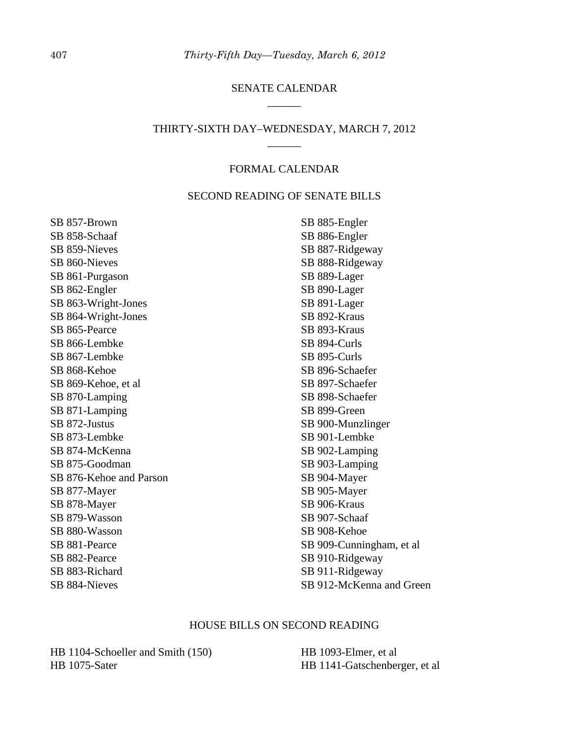## SENATE CALENDAR

______

## THIRTY-SIXTH DAY–WEDNESDAY, MARCH 7, 2012

______

### FORMAL CALENDAR

### SECOND READING OF SENATE BILLS

SB 857-Brown
SB 858-Schaaf
SB 859-Nieves
SB 860-Nieves
SB 861-Purgason
SB 862-Engler
SB 863-Wright-Jones
SB 864-Wright-Jones
SB 865-Pearce
SB 866-Lembke
SB 867-Lembke
SB 868-Kehoe
SB 869-Kehoe, et al
SB 870-Lamping
SB 871-Lamping
SB 872-Justus
SB 873-Lembke
SB 874-McKenna
SB 875-Goodman
SB 876-Kehoe and Parson
SB 877-Mayer
SB 878-Mayer
SB 879-Wasson
SB 880-Wasson
SB 881-Pearce
SB 882-Pearce
SB 883-Richard
SB 884-Nieves
SB 885-Engler
SB 886-Engler
SB 887-Ridgeway
SB 888-Ridgeway
SB 889-Lager
SB 890-Lager
SB 891-Lager
SB 892-Kraus
SB 893-Kraus
SB 894-Curls
SB 895-Curls
SB 896-Schaefer
SB 897-Schaefer
SB 898-Schaefer
SB 899-Green
SB 900-Munzlinger
SB 901-Lembke
SB 902-Lamping
SB 903-Lamping
SB 904-Mayer
SB 905-Mayer
SB 906-Kraus
SB 907-Schaaf
SB 908-Kehoe
SB 909-Cunningham, et al
SB 910-Ridgeway
SB 911-Ridgeway
SB 912-McKenna and Green

### HOUSE BILLS ON SECOND READING

HB 1104-Schoeller and Smith (150)
HB 1075-Sater
HB 1093-Elmer, et al
HB 1141-Gatschenberger, et al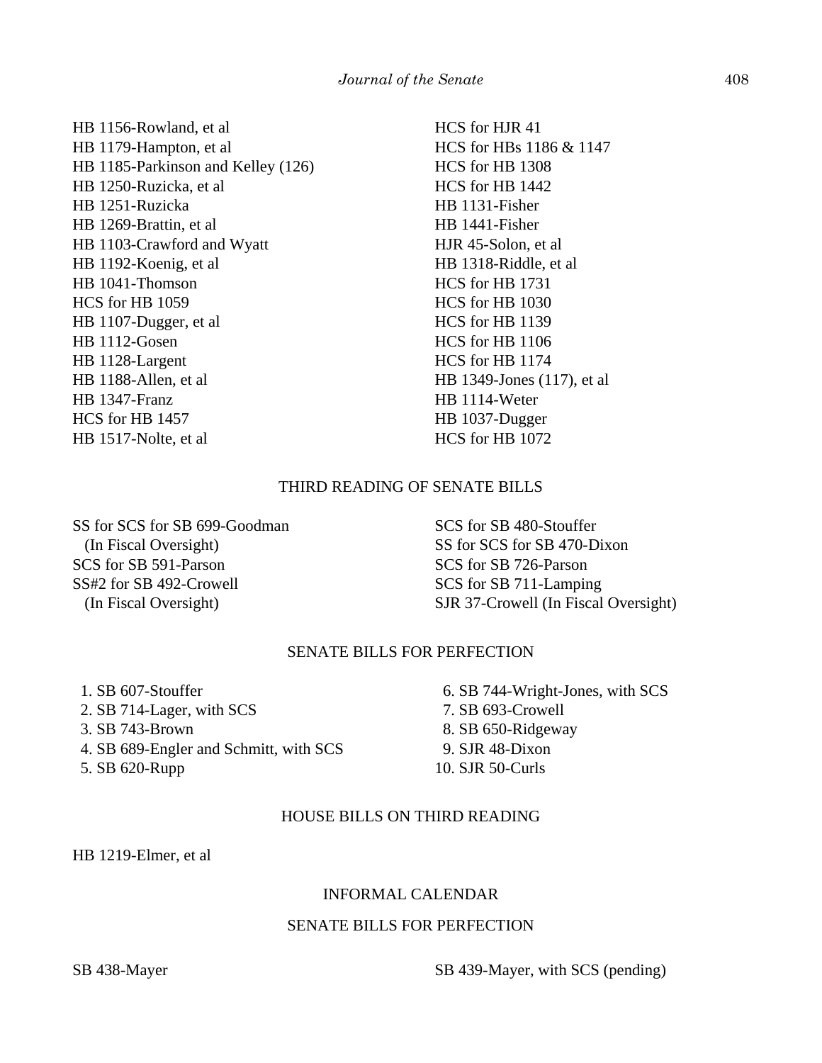HB 1156-Rowland, et al
HB 1179-Hampton, et al
HB 1185-Parkinson and Kelley (126)
HB 1250-Ruzicka, et al
HB 1251-Ruzicka
HB 1269-Brattin, et al
HB 1103-Crawford and Wyatt
HB 1192-Koenig, et al
HB 1041-Thomson
HCS for HB 1059
HB 1107-Dugger, et al
HB 1112-Gosen
HB 1128-Largent
HB 1188-Allen, et al
HB 1347-Franz
HCS for HB 1457
HB 1517-Nolte, et al
HCS for HJR 41
HCS for HBs 1186 & 1147
HCS for HB 1308
HCS for HB 1442
HB 1131-Fisher
HB 1441-Fisher
HJR 45-Solon, et al
HB 1318-Riddle, et al
HCS for HB 1731
HCS for HB 1030
HCS for HB 1139
HCS for HB 1106
HCS for HB 1174
HB 1349-Jones (117), et al
HB 1114-Weter
HB 1037-Dugger
HCS for HB 1072

## THIRD READING OF SENATE BILLS

SS for SCS for SB 699-Goodman
(In Fiscal Oversight)
SCS for SB 591-Parson
SS#2 for SB 492-Crowell
(In Fiscal Oversight)
SCS for SB 480-Stouffer
SS for SCS for SB 470-Dixon
SCS for SB 726-Parson
SCS for SB 711-Lamping
SJR 37-Crowell (In Fiscal Oversight)

## SENATE BILLS FOR PERFECTION

1. SB 607-Stouffer
2. SB 714-Lager, with SCS
3. SB 743-Brown
4. SB 689-Engler and Schmitt, with SCS
5. SB 620-Rupp
6. SB 744-Wright-Jones, with SCS
7. SB 693-Crowell
8. SB 650-Ridgeway
9. SJR 48-Dixon
10. SJR 50-Curls

## HOUSE BILLS ON THIRD READING

HB 1219-Elmer, et al

## INFORMAL CALENDAR

## SENATE BILLS FOR PERFECTION

SB 438-Mayer
SB 439-Mayer, with SCS (pending)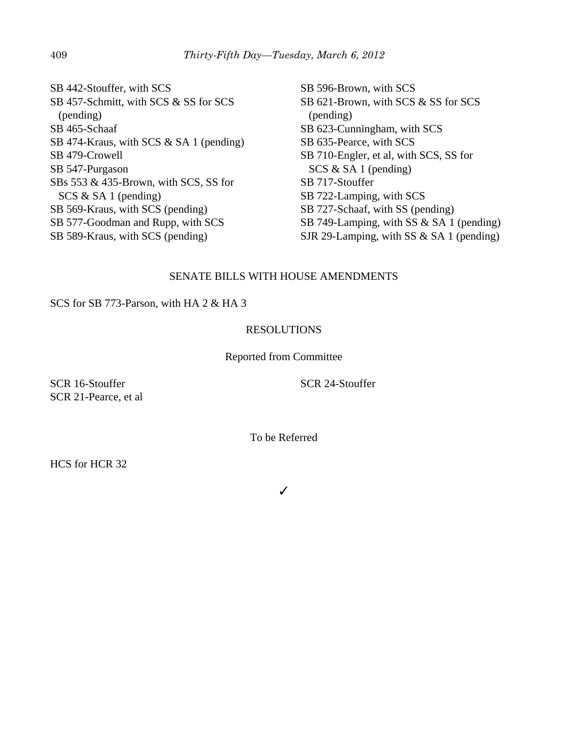SB 442-Stouffer, with SCS
SB 457-Schmitt, with SCS & SS for SCS (pending)
SB 465-Schaaf
SB 474-Kraus, with SCS & SA 1 (pending)
SB 479-Crowell
SB 547-Purgason
SBs 553 & 435-Brown, with SCS, SS for SCS & SA 1 (pending)
SB 569-Kraus, with SCS (pending)
SB 577-Goodman and Rupp, with SCS
SB 589-Kraus, with SCS (pending)
SB 596-Brown, with SCS
SB 621-Brown, with SCS & SS for SCS (pending)
SB 623-Cunningham, with SCS
SB 635-Pearce, with SCS
SB 710-Engler, et al, with SCS, SS for SCS & SA 1 (pending)
SB 717-Stouffer
SB 722-Lamping, with SCS
SB 727-Schaaf, with SS (pending)
SB 749-Lamping, with SS & SA 1 (pending)
SJR 29-Lamping, with SS & SA 1 (pending)

SENATE BILLS WITH HOUSE AMENDMENTS

SCS for SB 773-Parson, with HA 2 & HA 3

RESOLUTIONS

Reported from Committee

SCR 16-Stouffer
SCR 21-Pearce, et al
SCR 24-Stouffer

To be Referred

HCS for HCR 32

✓